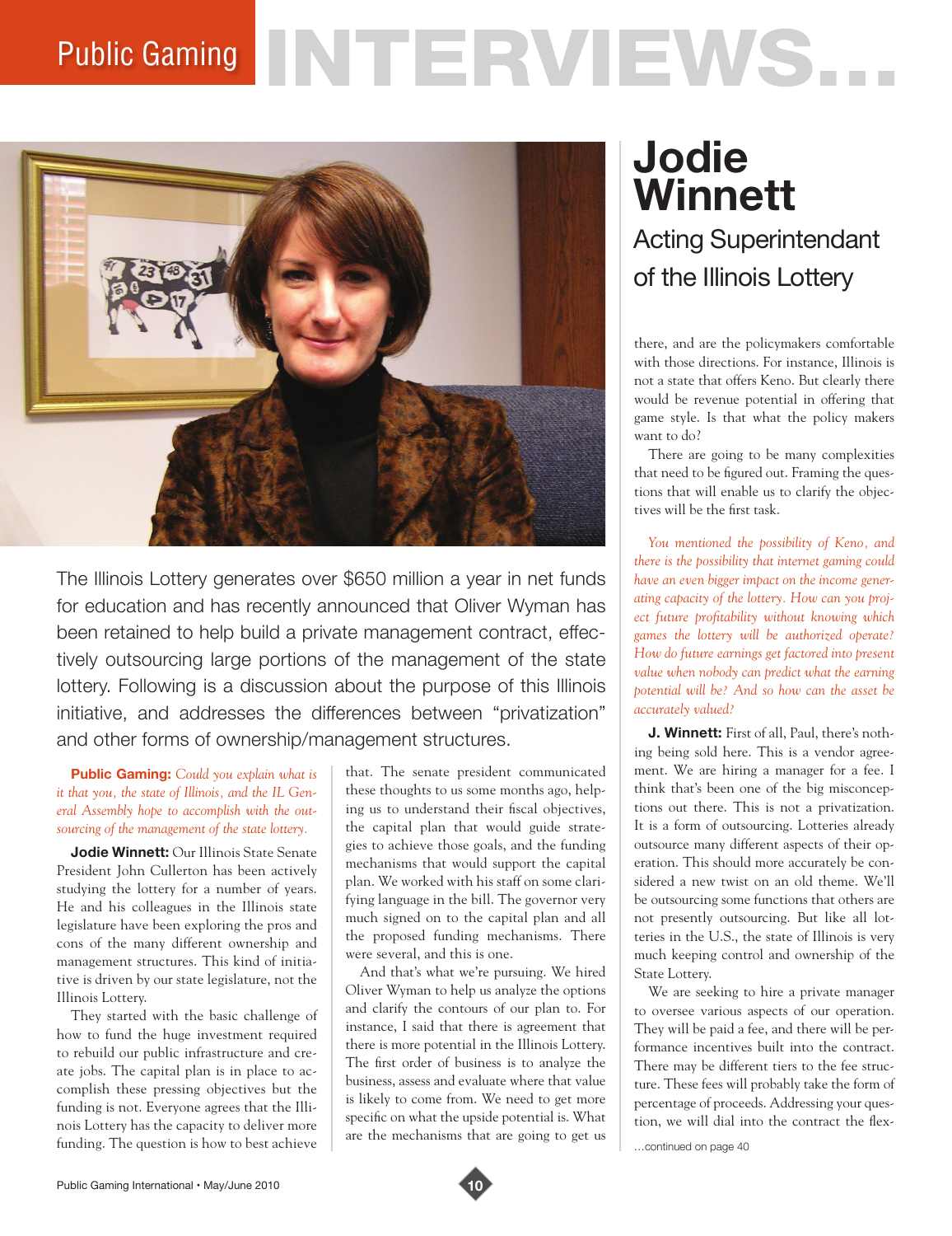# Public Gaming INTERVIEWS…

## Jodie Winnett

### Acting Superintendant of the Illinois Lottery

The Illinois Lottery generates over $650 million a year in net funds for education and has recently announced that Oliver Wyman has been retained to help build a private management contract, effectively outsourcing large portions of the management of the state lottery. Following is a discussion about the purpose of this Illinois initiative, and addresses the differences between "privatization" and other forms of ownership/management structures.

**Public Gaming:** *Could you explain what is it that you, the state of Illinois, and the IL General Assembly hope to accomplish with the outsourcing of the management of the state lottery.*

**Jodie Winnett:** Our Illinois State Senate President John Cullerton has been actively studying the lottery for a number of years. He and his colleagues in the Illinois state legislature have been exploring the pros and cons of the many different ownership and management structures. This kind of initiative is driven by our state legislature, not the Illinois Lottery.

They started with the basic challenge of how to fund the huge investment required to rebuild our public infrastructure and create jobs. The capital plan is in place to accomplish these pressing objectives but the funding is not. Everyone agrees that the Illinois Lottery has the capacity to deliver more funding. The question is how to best achieve that. The senate president communicated these thoughts to us some months ago, helping us to understand their fiscal objectives, the capital plan that would guide strategies to achieve those goals, and the funding mechanisms that would support the capital plan. We worked with his staff on some clarifying language in the bill. The governor very much signed on to the capital plan and all the proposed funding mechanisms. There were several, and this is one.

And that's what we're pursuing. We hired Oliver Wyman to help us analyze the options and clarify the contours of our plan to. For instance, I said that there is agreement that there is more potential in the Illinois Lottery. The first order of business is to analyze the business, assess and evaluate where that value is likely to come from. We need to get more specific on what the upside potential is. What are the mechanisms that are going to get us there, and are the policymakers comfortable with those directions. For instance, Illinois is not a state that offers Keno. But clearly there would be revenue potential in offering that game style. Is that what the policy makers want to do?

There are going to be many complexities that need to be figured out. Framing the questions that will enable us to clarify the objectives will be the first task.

*You mentioned the possibility of Keno, and there is the possibility that internet gaming could have an even bigger impact on the income generating capacity of the lottery. How can you project future profitability without knowing which games the lottery will be authorized operate? How do future earnings get factored into present value when nobody can predict what the earning potential will be? And so how can the asset be accurately valued?*

**J. Winnett:** First of all, Paul, there's nothing being sold here. This is a vendor agreement. We are hiring a manager for a fee. I think that's been one of the big misconceptions out there. This is not a privatization. It is a form of outsourcing. Lotteries already outsource many different aspects of their operation. This should more accurately be considered a new twist on an old theme. We'll be outsourcing some functions that others are not presently outsourcing. But like all lotteries in the U.S., the state of Illinois is very much keeping control and ownership of the State Lottery.

We are seeking to hire a private manager to oversee various aspects of our operation. They will be paid a fee, and there will be performance incentives built into the contract. There may be different tiers to the fee structure. These fees will probably take the form of percentage of proceeds. Addressing your question, we will dial into the contract the flex-

…continued on page 40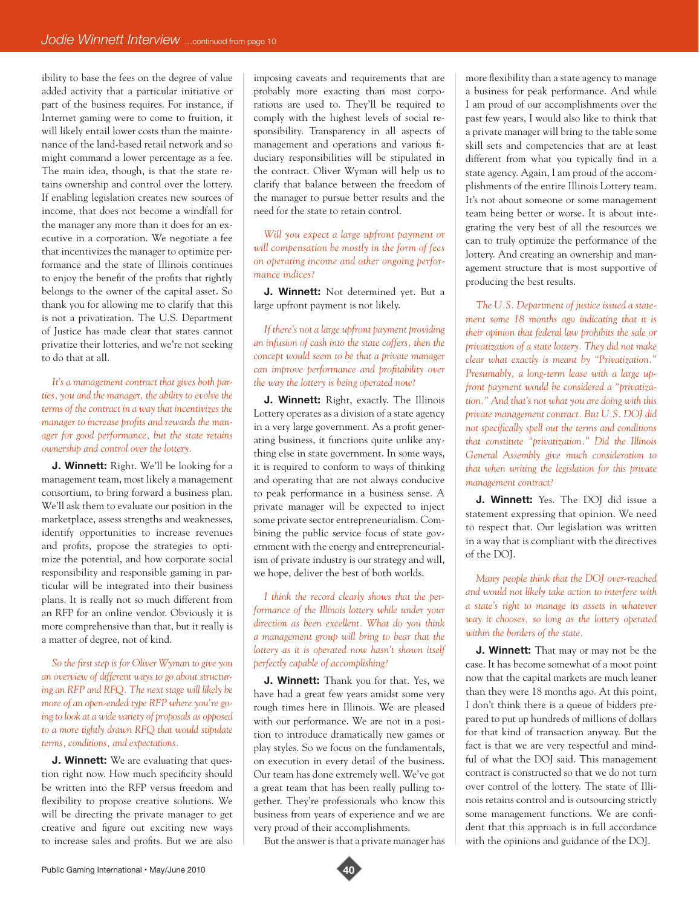ibility to base the fees on the degree of value added activity that a particular initiative or part of the business requires. For instance, if Internet gaming were to come to fruition, it will likely entail lower costs than the maintenance of the land-based retail network and so might command a lower percentage as a fee. The main idea, though, is that the state retains ownership and control over the lottery. If enabling legislation creates new sources of income, that does not become a windfall for the manager any more than it does for an executive in a corporation. We negotiate a fee that incentivizes the manager to optimize performance and the state of Illinois continues to enjoy the benefit of the profits that rightly belongs to the owner of the capital asset. So thank you for allowing me to clarify that this is not a privatization. The U.S. Department of Justice has made clear that states cannot privatize their lotteries, and we're not seeking to do that at all.

*It's a management contract that gives both parties, you and the manager, the ability to evolve the terms of the contract in a way that incentivizes the manager to increase profits and rewards the manager for good performance, but the state retains ownership and control over the lottery.*

**J. Winnett:** Right. We'll be looking for a management team, most likely a management consortium, to bring forward a business plan. We'll ask them to evaluate our position in the marketplace, assess strengths and weaknesses, identify opportunities to increase revenues and profits, propose the strategies to optimize the potential, and how corporate social responsibility and responsible gaming in particular will be integrated into their business plans. It is really not so much different from an RFP for an online vendor. Obviously it is more comprehensive than that, but it really is a matter of degree, not of kind.

*So the first step is for Oliver Wyman to give you an overview of different ways to go about structuring an RFP and RFQ. The next stage will likely be more of an open-ended type RFP where you're going to look at a wide variety of proposals as opposed to a more tightly drawn RFQ that would stipulate terms, conditions, and expectations.*

**J. Winnett:** We are evaluating that question right now. How much specificity should be written into the RFP versus freedom and flexibility to propose creative solutions. We will be directing the private manager to get creative and figure out exciting new ways to increase sales and profits. But we are also imposing caveats and requirements that are probably more exacting than most corporations are used to. They'll be required to comply with the highest levels of social responsibility. Transparency in all aspects of management and operations and various fiduciary responsibilities will be stipulated in the contract. Oliver Wyman will help us to clarify that balance between the freedom of the manager to pursue better results and the need for the state to retain control.

*Will you expect a large upfront payment or will compensation be mostly in the form of fees on operating income and other ongoing performance indices?*

**J. Winnett:** Not determined yet. But a large upfront payment is not likely.

*If there's not a large upfront payment providing an infusion of cash into the state coffers, then the concept would seem to be that a private manager can improve performance and profitability over the way the lottery is being operated now?*

**J. Winnett:** Right, exactly. The Illinois Lottery operates as a division of a state agency in a very large government. As a profit generating business, it functions quite unlike anything else in state government. In some ways, it is required to conform to ways of thinking and operating that are not always conducive to peak performance in a business sense. A private manager will be expected to inject some private sector entrepreneurialism. Combining the public service focus of state government with the energy and entrepreneurialism of private industry is our strategy and will, we hope, deliver the best of both worlds.

*I think the record clearly shows that the performance of the Illinois lottery while under your direction as been excellent. What do you think a management group will bring to bear that the lottery as it is operated now hasn't shown itself perfectly capable of accomplishing?*

**J. Winnett:** Thank you for that. Yes, we have had a great few years amidst some very rough times here in Illinois. We are pleased with our performance. We are not in a position to introduce dramatically new games or play styles. So we focus on the fundamentals, on execution in every detail of the business. Our team has done extremely well. We've got a great team that has been really pulling together. They're professionals who know this business from years of experience and we are very proud of their accomplishments.

But the answer is that a private manager has more flexibility than a state agency to manage a business for peak performance. And while I am proud of our accomplishments over the past few years, I would also like to think that a private manager will bring to the table some skill sets and competencies that are at least different from what you typically find in a state agency. Again, I am proud of the accomplishments of the entire Illinois Lottery team. It's not about someone or some management team being better or worse. It is about integrating the very best of all the resources we can to truly optimize the performance of the lottery. And creating an ownership and management structure that is most supportive of producing the best results.

*The U.S. Department of justice issued a statement some 18 months ago indicating that it is their opinion that federal law prohibits the sale or privatization of a state lottery. They did not make clear what exactly is meant by "Privatization." Presumably, a long-term lease with a large upfront payment would be considered a "privatization." And that's not what you are doing with this private management contract. But U.S. DOJ did not specifically spell out the terms and conditions that constitute "privatization." Did the Illinois General Assembly give much consideration to that when writing the legislation for this private management contract?*

**J. Winnett:** Yes. The DOJ did issue a statement expressing that opinion. We need to respect that. Our legislation was written in a way that is compliant with the directives of the DOJ.

*Many people think that the DOJ over-reached and would not likely take action to interfere with a state's right to manage its assets in whatever way it chooses, so long as the lottery operated within the borders of the state.*

**J. Winnett:** That may or may not be the case. It has become somewhat of a moot point now that the capital markets are much leaner than they were 18 months ago. At this point, I don't think there is a queue of bidders prepared to put up hundreds of millions of dollars for that kind of transaction anyway. But the fact is that we are very respectful and mindful of what the DOJ said. This management contract is constructed so that we do not turn over control of the lottery. The state of Illinois retains control and is outsourcing strictly some management functions. We are confident that this approach is in full accordance with the opinions and guidance of the DOJ.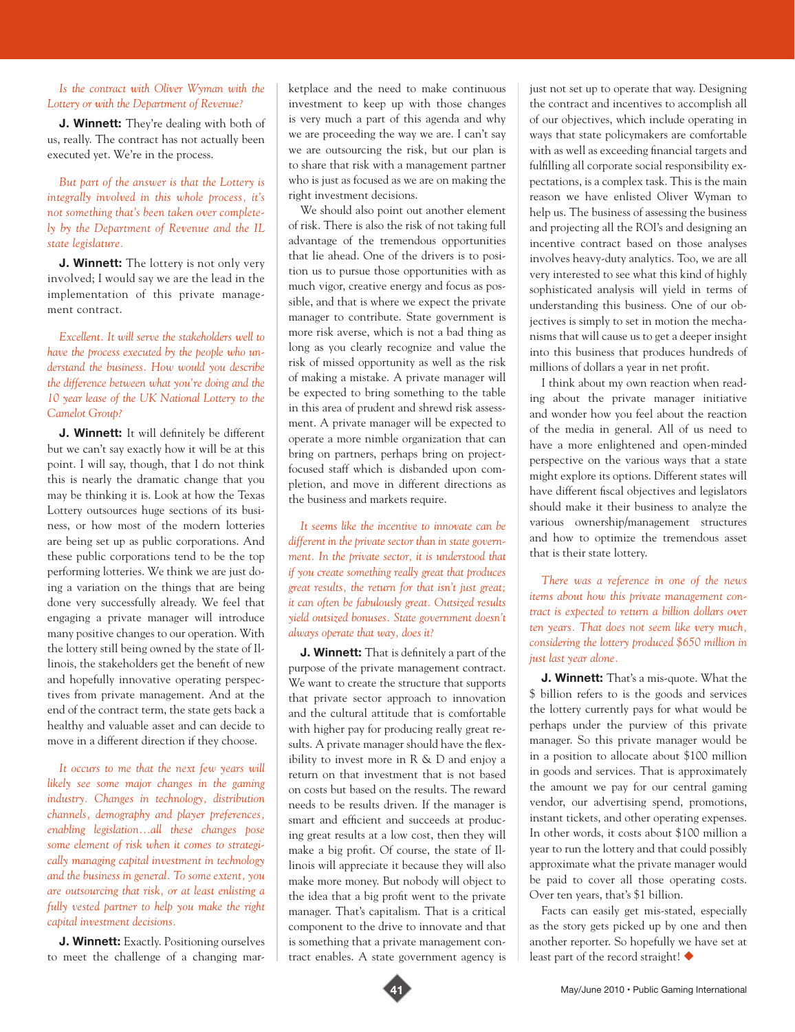*Is the contract with Oliver Wyman with the Lottery or with the Department of Revenue?*

**J. Winnett:** They're dealing with both of us, really. The contract has not actually been executed yet. We're in the process.

*But part of the answer is that the Lottery is integrally involved in this whole process, it's not something that's been taken over completely by the Department of Revenue and the IL state legislature.*

**J. Winnett:** The lottery is not only very involved; I would say we are the lead in the implementation of this private management contract.

*Excellent. It will serve the stakeholders well to have the process executed by the people who understand the business. How would you describe the difference between what you're doing and the 10 year lease of the UK National Lottery to the Camelot Group?*

**J. Winnett:** It will definitely be different but we can't say exactly how it will be at this point. I will say, though, that I do not think this is nearly the dramatic change that you may be thinking it is. Look at how the Texas Lottery outsources huge sections of its business, or how most of the modern lotteries are being set up as public corporations. And these public corporations tend to be the top performing lotteries. We think we are just doing a variation on the things that are being done very successfully already. We feel that engaging a private manager will introduce many positive changes to our operation. With the lottery still being owned by the state of Illinois, the stakeholders get the benefit of new and hopefully innovative operating perspectives from private management. And at the end of the contract term, the state gets back a healthy and valuable asset and can decide to move in a different direction if they choose.

*It occurs to me that the next few years will likely see some major changes in the gaming industry. Changes in technology, distribution channels, demography and player preferences, enabling legislation…all these changes pose some element of risk when it comes to strategically managing capital investment in technology and the business in general. To some extent, you are outsourcing that risk, or at least enlisting a fully vested partner to help you make the right capital investment decisions.*

**J. Winnett:** Exactly. Positioning ourselves to meet the challenge of a changing marketplace and the need to make continuous investment to keep up with those changes is very much a part of this agenda and why we are proceeding the way we are. I can't say we are outsourcing the risk, but our plan is to share that risk with a management partner who is just as focused as we are on making the right investment decisions.

We should also point out another element of risk. There is also the risk of not taking full advantage of the tremendous opportunities that lie ahead. One of the drivers is to position us to pursue those opportunities with as much vigor, creative energy and focus as possible, and that is where we expect the private manager to contribute. State government is more risk averse, which is not a bad thing as long as you clearly recognize and value the risk of missed opportunity as well as the risk of making a mistake. A private manager will be expected to bring something to the table in this area of prudent and shrewd risk assessment. A private manager will be expected to operate a more nimble organization that can bring on partners, perhaps bring on project-focused staff which is disbanded upon completion, and move in different directions as the business and markets require.

*It seems like the incentive to innovate can be different in the private sector than in state government. In the private sector, it is understood that if you create something really great that produces great results, the return for that isn't just great; it can often be fabulously great. Outsized results yield outsized bonuses. State government doesn't always operate that way, does it?*

**J. Winnett:** That is definitely a part of the purpose of the private management contract. We want to create the structure that supports that private sector approach to innovation and the cultural attitude that is comfortable with higher pay for producing really great results. A private manager should have the flexibility to invest more in R & D and enjoy a return on that investment that is not based on costs but based on the results. The reward needs to be results driven. If the manager is smart and efficient and succeeds at producing great results at a low cost, then they will make a big profit. Of course, the state of Illinois will appreciate it because they will also make more money. But nobody will object to the idea that a big profit went to the private manager. That's capitalism. That is a critical component to the drive to innovate and that is something that a private management contract enables. A state government agency is just not set up to operate that way. Designing the contract and incentives to accomplish all of our objectives, which include operating in ways that state policymakers are comfortable with as well as exceeding financial targets and fulfilling all corporate social responsibility expectations, is a complex task. This is the main reason we have enlisted Oliver Wyman to help us. The business of assessing the business and projecting all the ROI's and designing an incentive contract based on those analyses involves heavy-duty analytics. Too, we are all very interested to see what this kind of highly sophisticated analysis will yield in terms of understanding this business. One of our objectives is simply to set in motion the mechanisms that will cause us to get a deeper insight into this business that produces hundreds of millions of dollars a year in net profit.

I think about my own reaction when reading about the private manager initiative and wonder how you feel about the reaction of the media in general. All of us need to have a more enlightened and open-minded perspective on the various ways that a state might explore its options. Different states will have different fiscal objectives and legislators should make it their business to analyze the various ownership/management structures and how to optimize the tremendous asset that is their state lottery.

*There was a reference in one of the news items about how this private management contract is expected to return a billion dollars over ten years. That does not seem like very much, considering the lottery produced $650 million in just last year alone.*

**J. Winnett:** That's a mis-quote. What the $ billion refers to is the goods and services the lottery currently pays for what would be perhaps under the purview of this private manager. So this private manager would be in a position to allocate about $100 million in goods and services. That is approximately the amount we pay for our central gaming vendor, our advertising spend, promotions, instant tickets, and other operating expenses. In other words, it costs about $100 million a year to run the lottery and that could possibly approximate what the private manager would be paid to cover all those operating costs. Over ten years, that's $1 billion.

Facts can easily get mis-stated, especially as the story gets picked up by one and then another reporter. So hopefully we have set at least part of the record straight! ◆